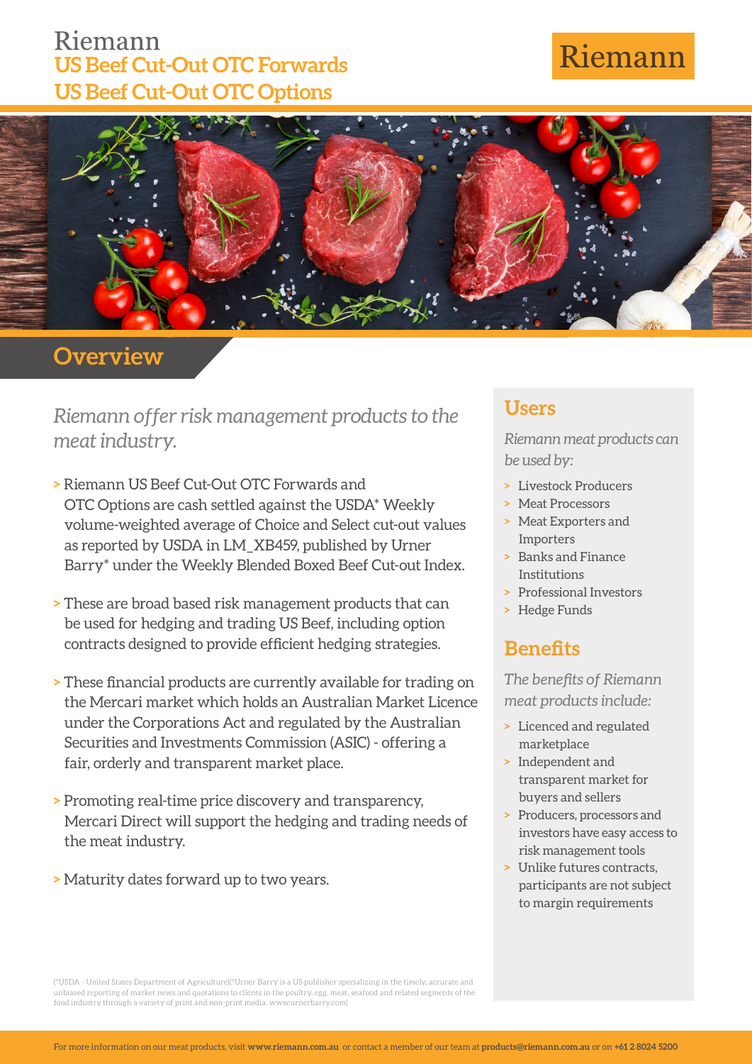# Riemann

## US Beef Cut-Out OTC Forwards
## US Beef Cut-Out OTC Options

Riemann

## Overview

*Riemann offer risk management products to the meat industry.*

> Riemann US Beef Cut-Out OTC Forwards and OTC Options are cash settled against the USDA* Weekly volume-weighted average of Choice and Select cut-out values as reported by USDA in LM_XB459, published by Urner Barry* under the Weekly Blended Boxed Beef Cut-out Index.

> These are broad based risk management products that can be used for hedging and trading US Beef, including option contracts designed to provide efficient hedging strategies.

> These financial products are currently available for trading on the Mercari market which holds an Australian Market Licence under the Corporations Act and regulated by the Australian Securities and Investments Commission (ASIC) - offering a fair, orderly and transparent market place.

> Promoting real-time price discovery and transparency, Mercari Direct will support the hedging and trading needs of the meat industry.

> Maturity dates forward up to two years.

## Users

*Riemann meat products can be used by:*

- Livestock Producers
- Meat Processors
- Meat Exporters and Importers
- Banks and Finance Institutions
- Professional Investors
- Hedge Funds

## Benefits

*The benefits of Riemann meat products include:*

- Licenced and regulated marketplace
- Independent and transparent market for buyers and sellers
- Producers, processors and investors have easy access to risk management tools
- Unlike futures contracts, participants are not subject to margin requirements

(*USDA - United States Department of Agriculture)(*Urner Barry is a US publisher specializing in the timely, accurate and unbiased reporting of market news and quotations to clients in the poultry, egg, meat, seafood and related segments of the food industry through a variety of print and non-print media. www.urnerbarry.com)

For more information on our meat products, visit **www.riemann.com.au** or contact a member of our team at **products@riemann.com.au** or on **+61 2 8024 5200**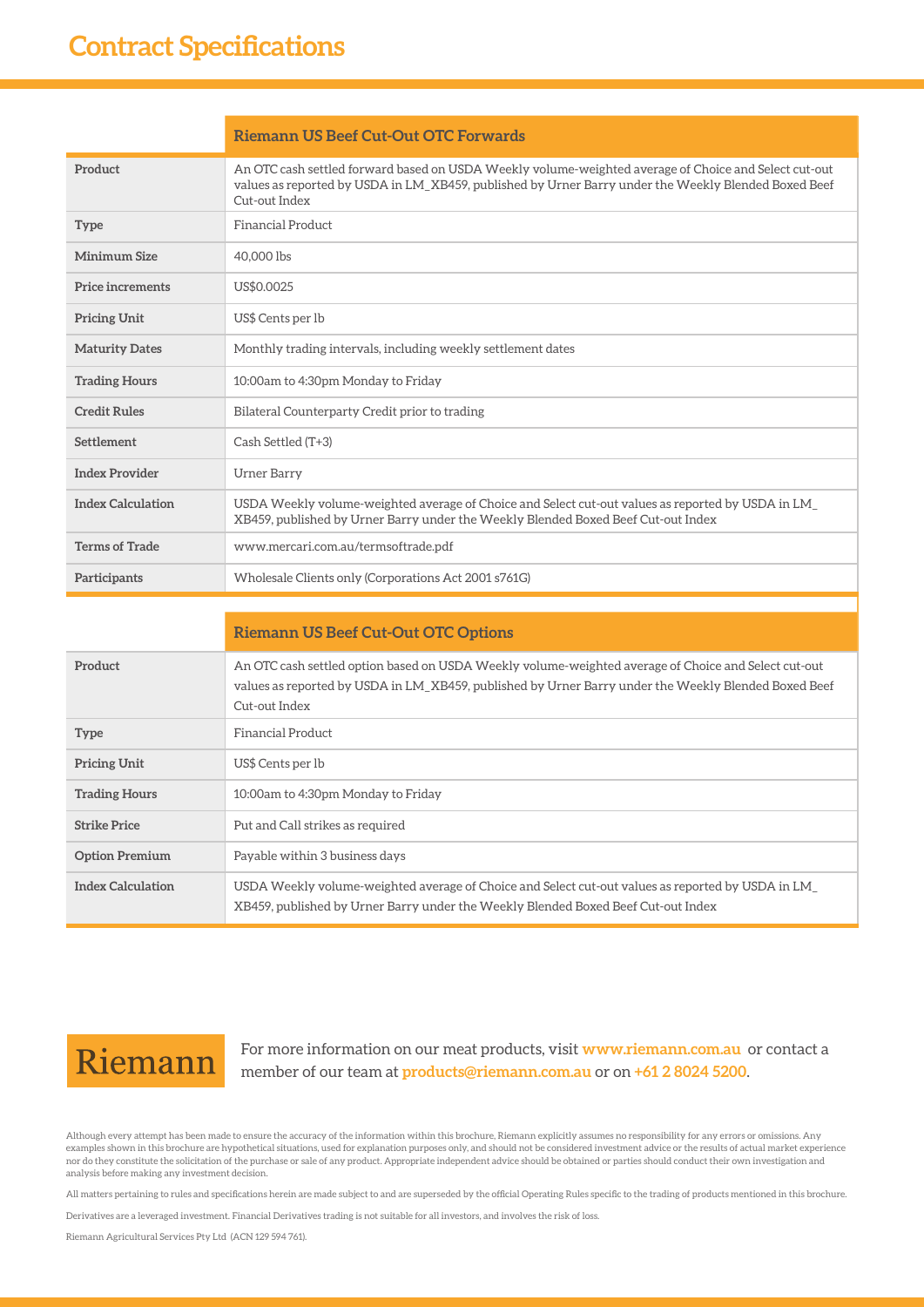# Contract Specifications

| | Riemann US Beef Cut-Out OTC Forwards |
|---|---|
| **Product** | An OTC cash settled forward based on USDA Weekly volume-weighted average of Choice and Select cut-out values as reported by USDA in LM_XB459, published by Urner Barry under the Weekly Blended Boxed Beef Cut-out Index |
| **Type** | Financial Product |
| **Minimum Size** | 40,000 lbs |
| **Price increments** | US$0.0025 |
| **Pricing Unit** | US$ Cents per lb |
| **Maturity Dates** | Monthly trading intervals, including weekly settlement dates |
| **Trading Hours** | 10:00am to 4:30pm Monday to Friday |
| **Credit Rules** | Bilateral Counterparty Credit prior to trading |
| **Settlement** | Cash Settled (T+3) |
| **Index Provider** | Urner Barry |
| **Index Calculation** | USDA Weekly volume-weighted average of Choice and Select cut-out values as reported by USDA in LM_XB459, published by Urner Barry under the Weekly Blended Boxed Beef Cut-out Index |
| **Terms of Trade** | www.mercari.com.au/termsoftrade.pdf |
| **Participants** | Wholesale Clients only (Corporations Act 2001 s761G) |

| | Riemann US Beef Cut-Out OTC Options |
|---|---|
| **Product** | An OTC cash settled option based on USDA Weekly volume-weighted average of Choice and Select cut-out values as reported by USDA in LM_XB459, published by Urner Barry under the Weekly Blended Boxed Beef Cut-out Index |
| **Type** | Financial Product |
| **Pricing Unit** | US$ Cents per lb |
| **Trading Hours** | 10:00am to 4:30pm Monday to Friday |
| **Strike Price** | Put and Call strikes as required |
| **Option Premium** | Payable within 3 business days |
| **Index Calculation** | USDA Weekly volume-weighted average of Choice and Select cut-out values as reported by USDA in LM_XB459, published by Urner Barry under the Weekly Blended Boxed Beef Cut-out Index |

Riemann

For more information on our meat products, visit **www.riemann.com.au** or contact a member of our team at **products@riemann.com.au** or on **+61 2 8024 5200**.

Although every attempt has been made to ensure the accuracy of the information within this brochure, Riemann explicitly assumes no responsibility for any errors or omissions. Any examples shown in this brochure are hypothetical situations, used for explanation purposes only, and should not be considered investment advice or the results of actual market experience nor do they constitute the solicitation of the purchase or sale of any product. Appropriate independent advice should be obtained or parties should conduct their own investigation and analysis before making any investment decision.

All matters pertaining to rules and specifications herein are made subject to and are superseded by the official Operating Rules specific to the trading of products mentioned in this brochure.

Derivatives are a leveraged investment. Financial Derivatives trading is not suitable for all investors, and involves the risk of loss.

Riemann Agricultural Services Pty Ltd (ACN 129 594 761).